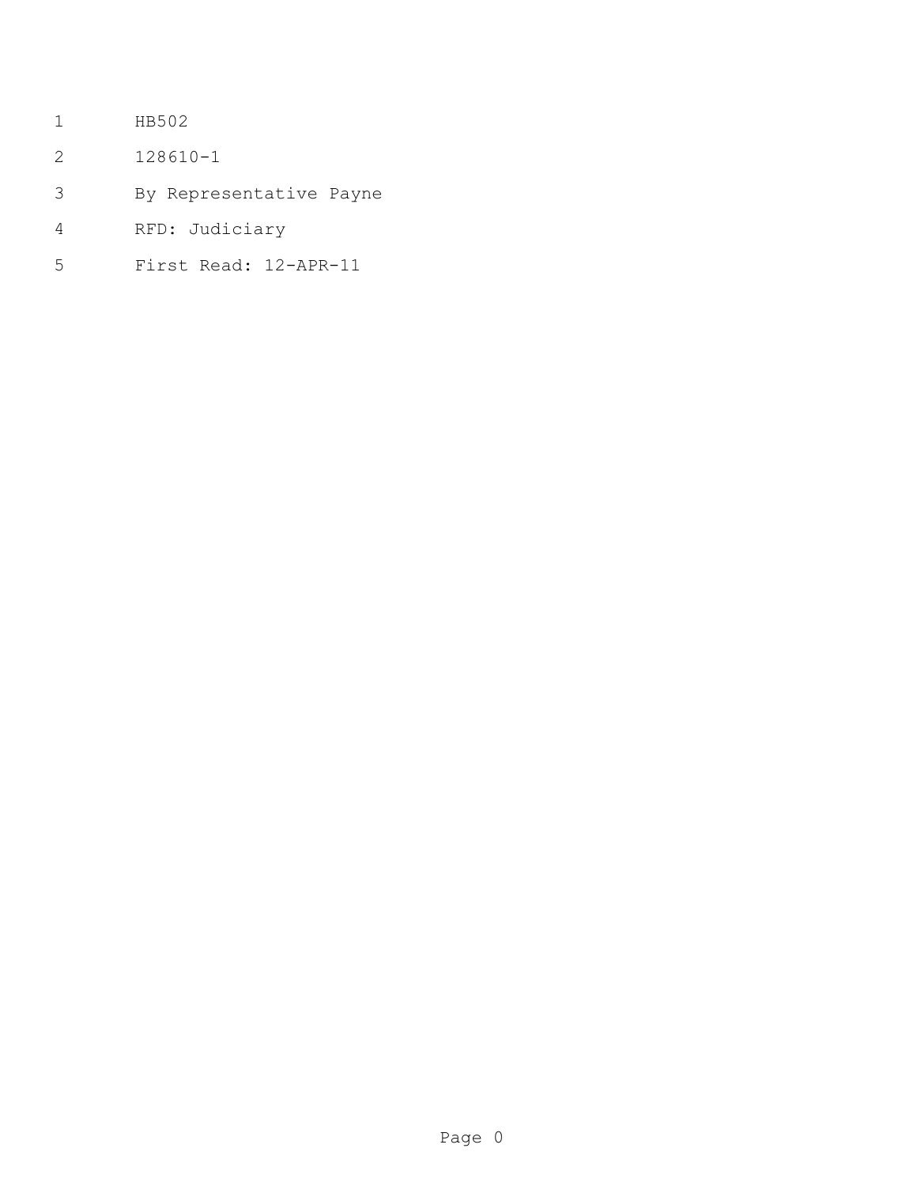HB502

128610-1

By Representative Payne

RFD: Judiciary

First Read: 12-APR-11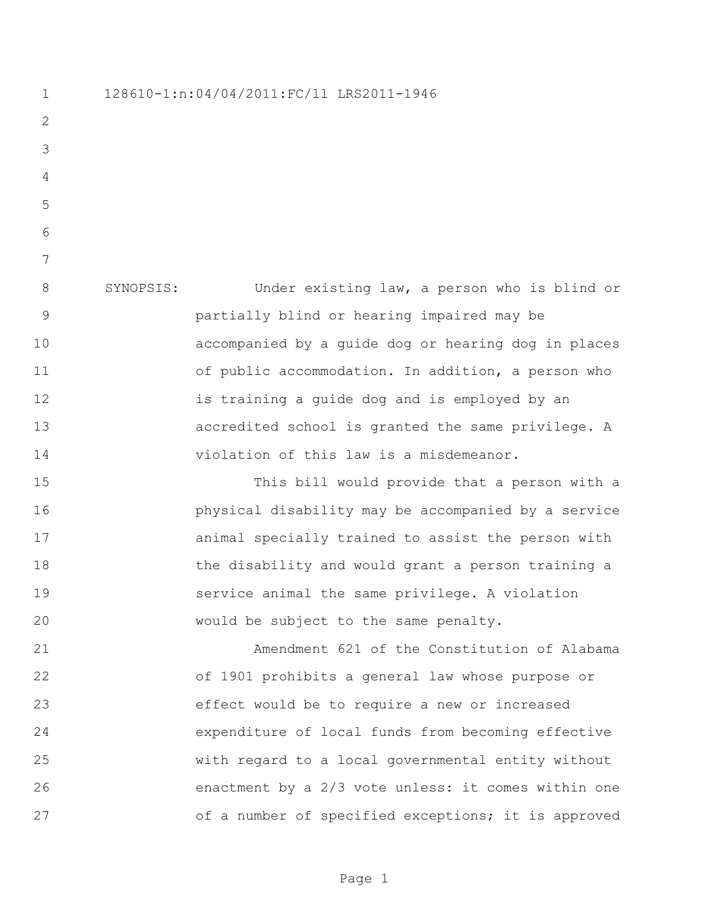128610-1:n:04/04/2011:FC/ll LRS2011-1946

SYNOPSIS: Under existing law, a person who is blind or partially blind or hearing impaired may be accompanied by a guide dog or hearing dog in places of public accommodation. In addition, a person who is training a guide dog and is employed by an accredited school is granted the same privilege. A violation of this law is a misdemeanor.

This bill would provide that a person with a physical disability may be accompanied by a service animal specially trained to assist the person with the disability and would grant a person training a service animal the same privilege. A violation would be subject to the same penalty.

Amendment 621 of the Constitution of Alabama of 1901 prohibits a general law whose purpose or effect would be to require a new or increased expenditure of local funds from becoming effective with regard to a local governmental entity without enactment by a 2/3 vote unless: it comes within one of a number of specified exceptions; it is approved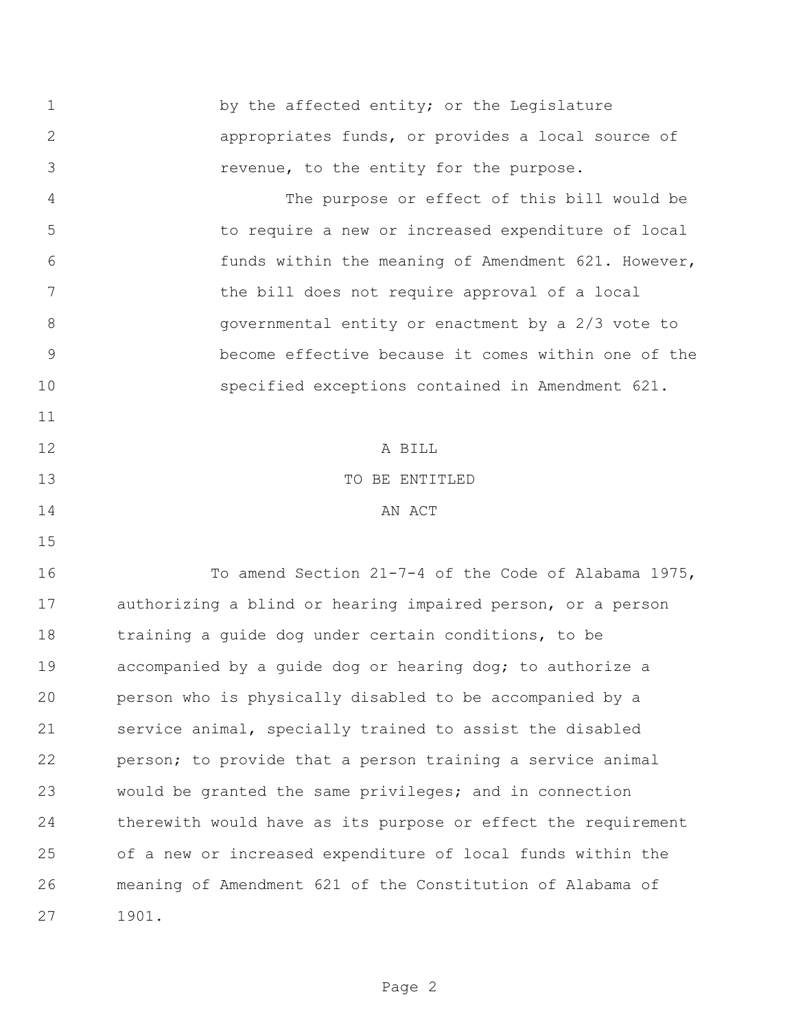by the affected entity; or the Legislature appropriates funds, or provides a local source of revenue, to the entity for the purpose.

The purpose or effect of this bill would be to require a new or increased expenditure of local funds within the meaning of Amendment 621. However, the bill does not require approval of a local governmental entity or enactment by a 2/3 vote to become effective because it comes within one of the specified exceptions contained in Amendment 621.

A BILL

TO BE ENTITLED

AN ACT

To amend Section 21-7-4 of the Code of Alabama 1975, authorizing a blind or hearing impaired person, or a person training a guide dog under certain conditions, to be accompanied by a guide dog or hearing dog; to authorize a person who is physically disabled to be accompanied by a service animal, specially trained to assist the disabled person; to provide that a person training a service animal would be granted the same privileges; and in connection therewith would have as its purpose or effect the requirement of a new or increased expenditure of local funds within the meaning of Amendment 621 of the Constitution of Alabama of 1901.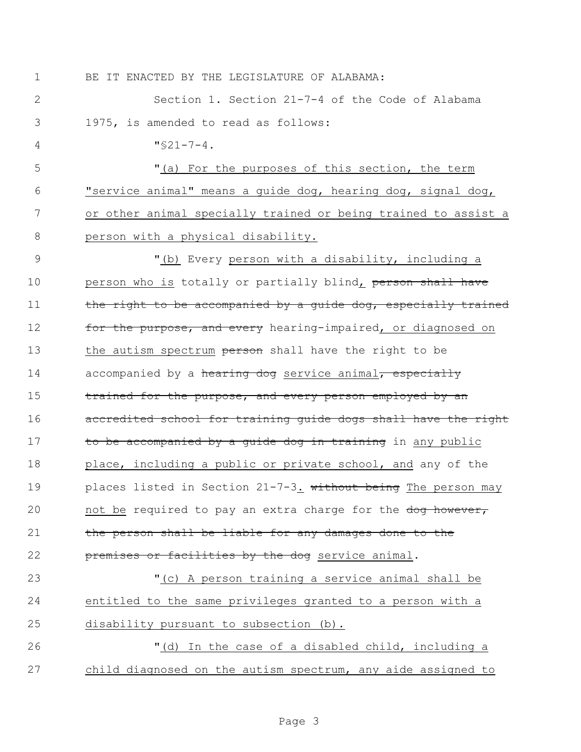BE IT ENACTED BY THE LEGISLATURE OF ALABAMA:

Section 1. Section 21-7-4 of the Code of Alabama 1975, is amended to read as follows:

"§21-7-4.

"<u>(a) For the purposes of this section, the term "service animal" means a guide dog, hearing dog, signal dog, or other animal specially trained or being trained to assist a person with a physical disability.</u>

"<u>(b)</u> Every <u>person with a disability, including a person who is</u> totally or partially blind<u>,</u> ~~person shall have the right to be accompanied by a guide dog, especially trained for the purpose, and every~~ hearing-impaired<u>, or diagnosed on the autism spectrum</u> ~~person~~ shall have the right to be accompanied by a ~~hearing dog~~ <u>service animal</u>~~, especially trained for the purpose, and every person employed by an accredited school for training guide dogs shall have the right to be accompanied by a guide dog in training~~ in <u>any public place, including a public or private school, and</u> any of the places listed in Section 21-7-3<u>.</u> ~~without being~~ <u>The person may not be</u> required to pay an extra charge for the ~~dog however, the person shall be liable for any damages done to the premises or facilities by the dog~~ <u>service animal</u>.

"<u>(c) A person training a service animal shall be entitled to the same privileges granted to a person with a disability pursuant to subsection (b).</u>

"<u>(d) In the case of a disabled child, including a child diagnosed on the autism spectrum, any aide assigned to</u>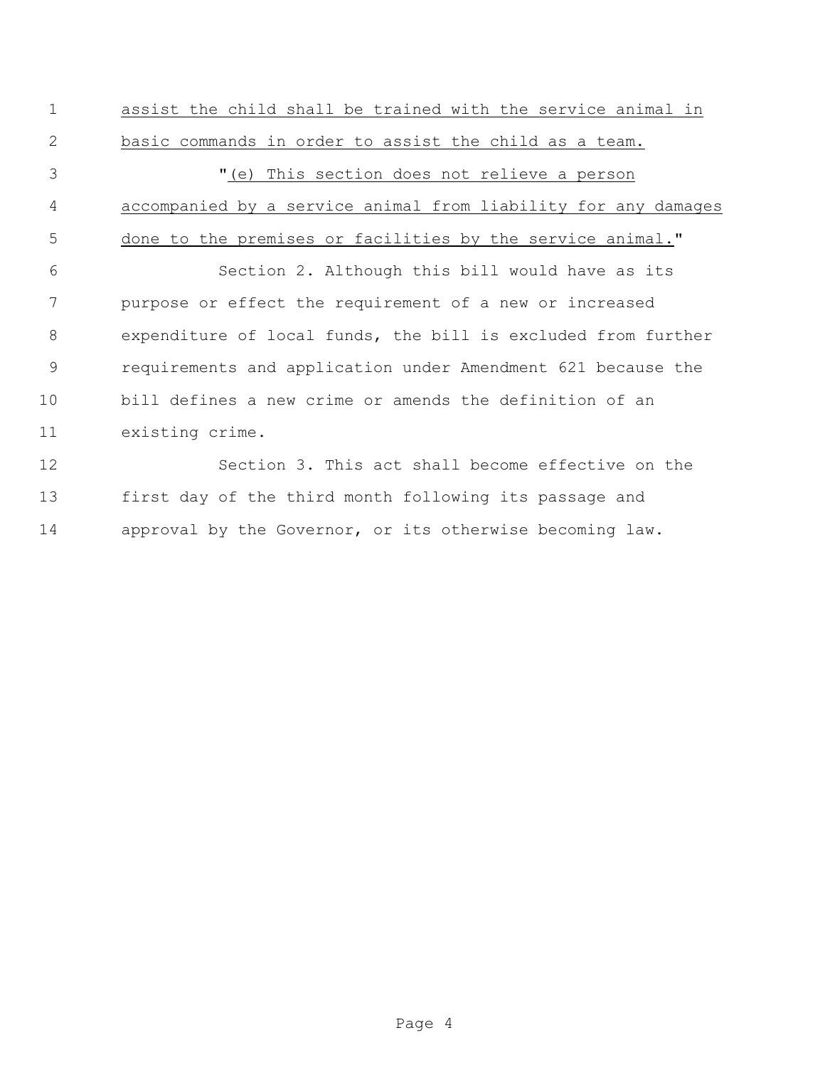assist the child shall be trained with the service animal in basic commands in order to assist the child as a team.

"(e) This section does not relieve a person accompanied by a service animal from liability for any damages done to the premises or facilities by the service animal."

Section 2. Although this bill would have as its purpose or effect the requirement of a new or increased expenditure of local funds, the bill is excluded from further requirements and application under Amendment 621 because the bill defines a new crime or amends the definition of an existing crime.

Section 3. This act shall become effective on the first day of the third month following its passage and approval by the Governor, or its otherwise becoming law.